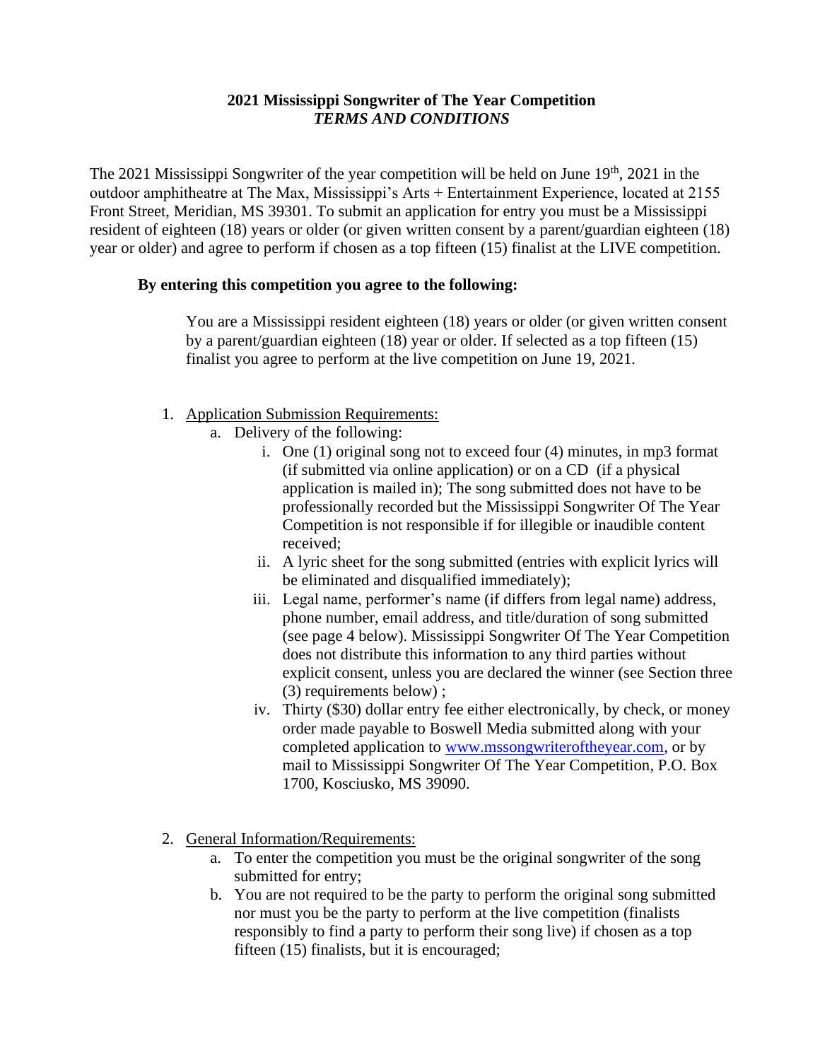# 2021 Mississippi Songwriter of The Year Competition
## *TERMS AND CONDITIONS*

The 2021 Mississippi Songwriter of the year competition will be held on June 19th, 2021 in the outdoor amphitheatre at The Max, Mississippi's Arts + Entertainment Experience, located at 2155 Front Street, Meridian, MS 39301. To submit an application for entry you must be a Mississippi resident of eighteen (18) years or older (or given written consent by a parent/guardian eighteen (18) year or older) and agree to perform if chosen as a top fifteen (15) finalist at the LIVE competition.

**By entering this competition you agree to the following:**

You are a Mississippi resident eighteen (18) years or older (or given written consent by a parent/guardian eighteen (18) year or older. If selected as a top fifteen (15) finalist you agree to perform at the live competition on June 19, 2021.

1. Application Submission Requirements:
   a. Delivery of the following:
      i. One (1) original song not to exceed four (4) minutes, in mp3 format (if submitted via online application) or on a CD (if a physical application is mailed in); The song submitted does not have to be professionally recorded but the Mississippi Songwriter Of The Year Competition is not responsible if for illegible or inaudible content received;
      ii. A lyric sheet for the song submitted (entries with explicit lyrics will be eliminated and disqualified immediately);
      iii. Legal name, performer's name (if differs from legal name) address, phone number, email address, and title/duration of song submitted (see page 4 below). Mississippi Songwriter Of The Year Competition does not distribute this information to any third parties without explicit consent, unless you are declared the winner (see Section three (3) requirements below) ;
      iv. Thirty ($30) dollar entry fee either electronically, by check, or money order made payable to Boswell Media submitted along with your completed application to www.mssongwriteroftheyear.com, or by mail to Mississippi Songwriter Of The Year Competition, P.O. Box 1700, Kosciusko, MS 39090.

2. General Information/Requirements:
   a. To enter the competition you must be the original songwriter of the song submitted for entry;
   b. You are not required to be the party to perform the original song submitted nor must you be the party to perform at the live competition (finalists responsibly to find a party to perform their song live) if chosen as a top fifteen (15) finalists, but it is encouraged;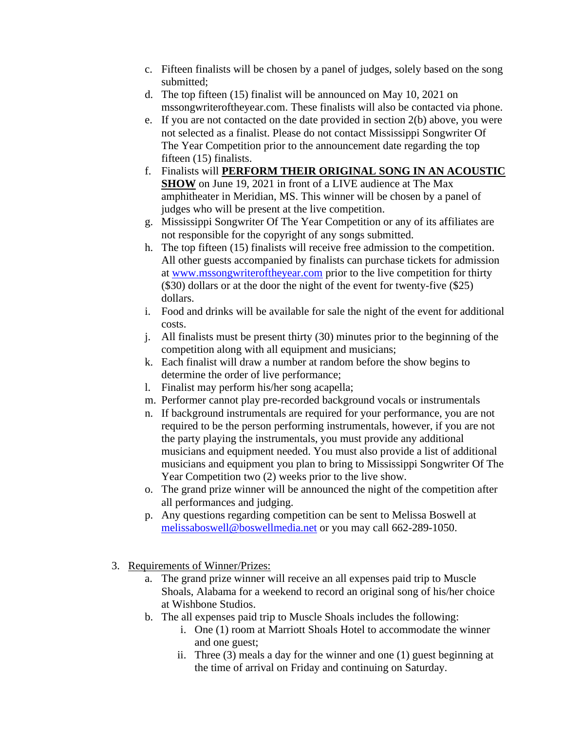c. Fifteen finalists will be chosen by a panel of judges, solely based on the song submitted;
d. The top fifteen (15) finalist will be announced on May 10, 2021 on mssongwriteroftheyear.com. These finalists will also be contacted via phone.
e. If you are not contacted on the date provided in section 2(b) above, you were not selected as a finalist. Please do not contact Mississippi Songwriter Of The Year Competition prior to the announcement date regarding the top fifteen (15) finalists.
f. Finalists will **PERFORM THEIR ORIGINAL SONG IN AN ACOUSTIC SHOW** on June 19, 2021 in front of a LIVE audience at The Max amphitheater in Meridian, MS. This winner will be chosen by a panel of judges who will be present at the live competition.
g. Mississippi Songwriter Of The Year Competition or any of its affiliates are not responsible for the copyright of any songs submitted.
h. The top fifteen (15) finalists will receive free admission to the competition. All other guests accompanied by finalists can purchase tickets for admission at www.mssongwriteroftheyear.com prior to the live competition for thirty ($30) dollars or at the door the night of the event for twenty-five ($25) dollars.
i. Food and drinks will be available for sale the night of the event for additional costs.
j. All finalists must be present thirty (30) minutes prior to the beginning of the competition along with all equipment and musicians;
k. Each finalist will draw a number at random before the show begins to determine the order of live performance;
l. Finalist may perform his/her song acapella;
m. Performer cannot play pre-recorded background vocals or instrumentals
n. If background instrumentals are required for your performance, you are not required to be the person performing instrumentals, however, if you are not the party playing the instrumentals, you must provide any additional musicians and equipment needed. You must also provide a list of additional musicians and equipment you plan to bring to Mississippi Songwriter Of The Year Competition two (2) weeks prior to the live show.
o. The grand prize winner will be announced the night of the competition after all performances and judging.
p. Any questions regarding competition can be sent to Melissa Boswell at melissaboswell@boswellmedia.net or you may call 662-289-1050.

3. Requirements of Winner/Prizes:
   a. The grand prize winner will receive an all expenses paid trip to Muscle Shoals, Alabama for a weekend to record an original song of his/her choice at Wishbone Studios.
   b. The all expenses paid trip to Muscle Shoals includes the following:
      i. One (1) room at Marriott Shoals Hotel to accommodate the winner and one guest;
      ii. Three (3) meals a day for the winner and one (1) guest beginning at the time of arrival on Friday and continuing on Saturday.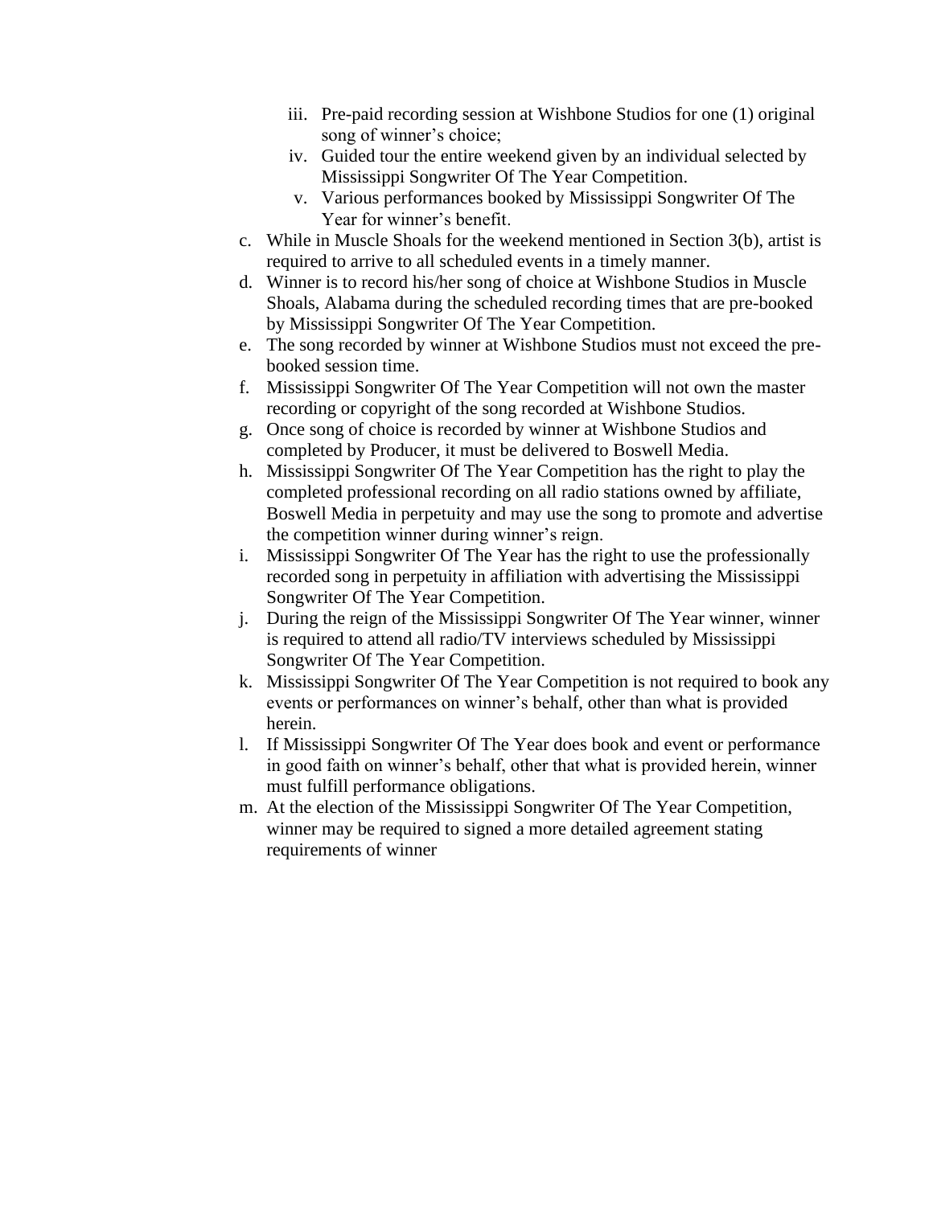iii. Pre-paid recording session at Wishbone Studios for one (1) original song of winner's choice;
   iv. Guided tour the entire weekend given by an individual selected by Mississippi Songwriter Of The Year Competition.
   v. Various performances booked by Mississippi Songwriter Of The Year for winner's benefit.

c. While in Muscle Shoals for the weekend mentioned in Section 3(b), artist is required to arrive to all scheduled events in a timely manner.
d. Winner is to record his/her song of choice at Wishbone Studios in Muscle Shoals, Alabama during the scheduled recording times that are pre-booked by Mississippi Songwriter Of The Year Competition.
e. The song recorded by winner at Wishbone Studios must not exceed the pre-booked session time.
f. Mississippi Songwriter Of The Year Competition will not own the master recording or copyright of the song recorded at Wishbone Studios.
g. Once song of choice is recorded by winner at Wishbone Studios and completed by Producer, it must be delivered to Boswell Media.
h. Mississippi Songwriter Of The Year Competition has the right to play the completed professional recording on all radio stations owned by affiliate, Boswell Media in perpetuity and may use the song to promote and advertise the competition winner during winner's reign.
i. Mississippi Songwriter Of The Year has the right to use the professionally recorded song in perpetuity in affiliation with advertising the Mississippi Songwriter Of The Year Competition.
j. During the reign of the Mississippi Songwriter Of The Year winner, winner is required to attend all radio/TV interviews scheduled by Mississippi Songwriter Of The Year Competition.
k. Mississippi Songwriter Of The Year Competition is not required to book any events or performances on winner's behalf, other than what is provided herein.
l. If Mississippi Songwriter Of The Year does book and event or performance in good faith on winner's behalf, other that what is provided herein, winner must fulfill performance obligations.
m. At the election of the Mississippi Songwriter Of The Year Competition, winner may be required to signed a more detailed agreement stating requirements of winner